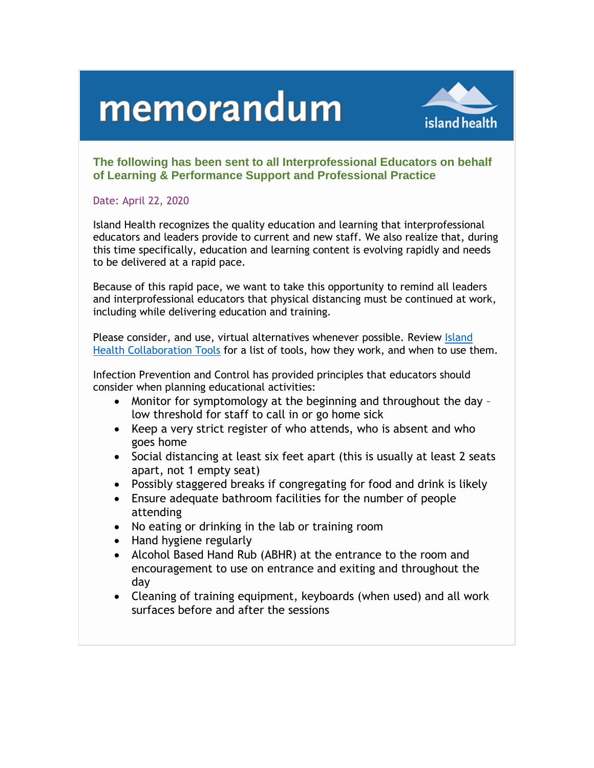# memorandum

island health

**The following has been sent to all Interprofessional Educators on behalf of Learning & Performance Support and Professional Practice**

Date: April 22, 2020

Island Health recognizes the quality education and learning that interprofessional educators and leaders provide to current and new staff. We also realize that, during this time specifically, education and learning content is evolving rapidly and needs to be delivered at a rapid pace.

Because of this rapid pace, we want to take this opportunity to remind all leaders and interprofessional educators that physical distancing must be continued at work, including while delivering education and training.

Please consider, and use, virtual alternatives whenever possible. Review Island Health Collaboration Tools for a list of tools, how they work, and when to use them.

Infection Prevention and Control has provided principles that educators should consider when planning educational activities:

- Monitor for symptomology at the beginning and throughout the day – low threshold for staff to call in or go home sick
- Keep a very strict register of who attends, who is absent and who goes home
- Social distancing at least six feet apart (this is usually at least 2 seats apart, not 1 empty seat)
- Possibly staggered breaks if congregating for food and drink is likely
- Ensure adequate bathroom facilities for the number of people attending
- No eating or drinking in the lab or training room
- Hand hygiene regularly
- Alcohol Based Hand Rub (ABHR) at the entrance to the room and encouragement to use on entrance and exiting and throughout the day
- Cleaning of training equipment, keyboards (when used) and all work surfaces before and after the sessions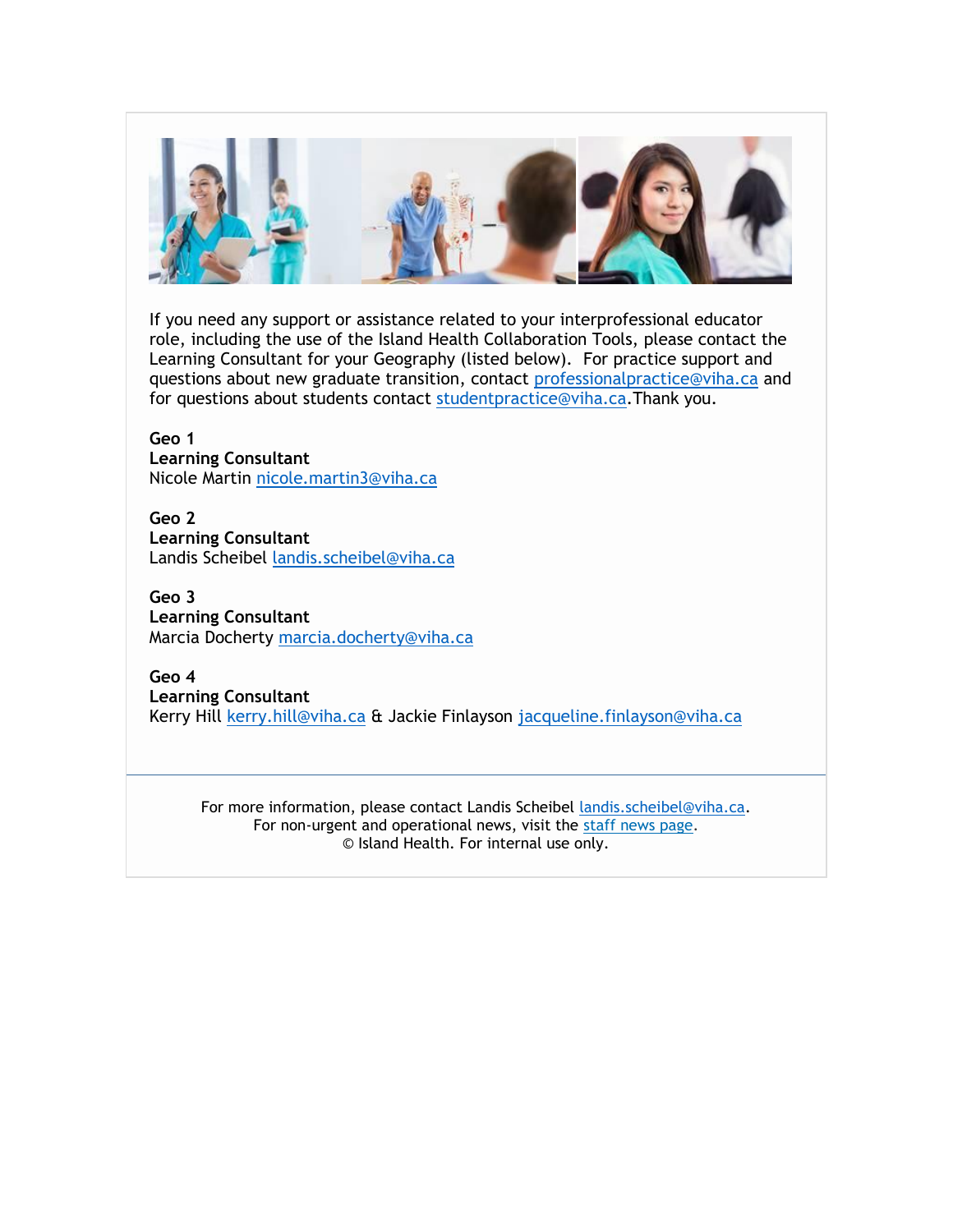If you need any support or assistance related to your interprofessional educator role, including the use of the Island Health Collaboration Tools, please contact the Learning Consultant for your Geography (listed below). For practice support and questions about new graduate transition, contact professionalpractice@viha.ca and for questions about students contact studentpractice@viha.ca.Thank you.

**Geo 1**
**Learning Consultant**
Nicole Martin nicole.martin3@viha.ca

**Geo 2**
**Learning Consultant**
Landis Scheibel landis.scheibel@viha.ca

**Geo 3**
**Learning Consultant**
Marcia Docherty marcia.docherty@viha.ca

**Geo 4**
**Learning Consultant**
Kerry Hill kerry.hill@viha.ca & Jackie Finlayson jacqueline.finlayson@viha.ca

---

For more information, please contact Landis Scheibel landis.scheibel@viha.ca.
For non-urgent and operational news, visit the staff news page.
© Island Health. For internal use only.